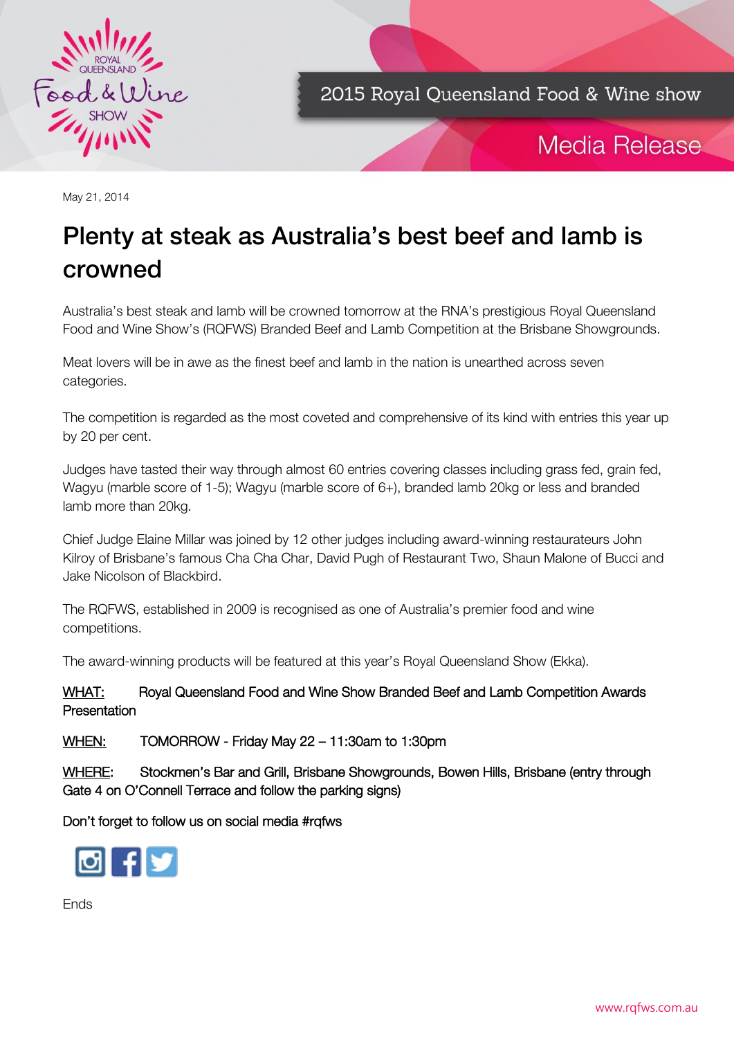2015 Royal Queensland Food & Wine show

Media Release

May 21, 2014

# Plenty at steak as Australia's best beef and lamb is crowned

Australia's best steak and lamb will be crowned tomorrow at the RNA's prestigious Royal Queensland Food and Wine Show's (RQFWS) Branded Beef and Lamb Competition at the Brisbane Showgrounds.

Meat lovers will be in awe as the finest beef and lamb in the nation is unearthed across seven categories.

The competition is regarded as the most coveted and comprehensive of its kind with entries this year up by 20 per cent.

Judges have tasted their way through almost 60 entries covering classes including grass fed, grain fed, Wagyu (marble score of 1-5); Wagyu (marble score of 6+), branded lamb 20kg or less and branded lamb more than 20kg.

Chief Judge Elaine Millar was joined by 12 other judges including award-winning restaurateurs John Kilroy of Brisbane's famous Cha Cha Char, David Pugh of Restaurant Two, Shaun Malone of Bucci and Jake Nicolson of Blackbird.

The RQFWS, established in 2009 is recognised as one of Australia's premier food and wine competitions.

The award-winning products will be featured at this year's Royal Queensland Show (Ekka).

WHAT: Royal Queensland Food and Wine Show Branded Beef and Lamb Competition Awards Presentation

WHEN: TOMORROW - Friday May 22 – 11:30am to 1:30pm

WHERE: Stockmen's Bar and Grill, Brisbane Showgrounds, Bowen Hills, Brisbane (entry through Gate 4 on O'Connell Terrace and follow the parking signs)

Don't forget to follow us on social media #rqfws

Ends

www.rqfws.com.au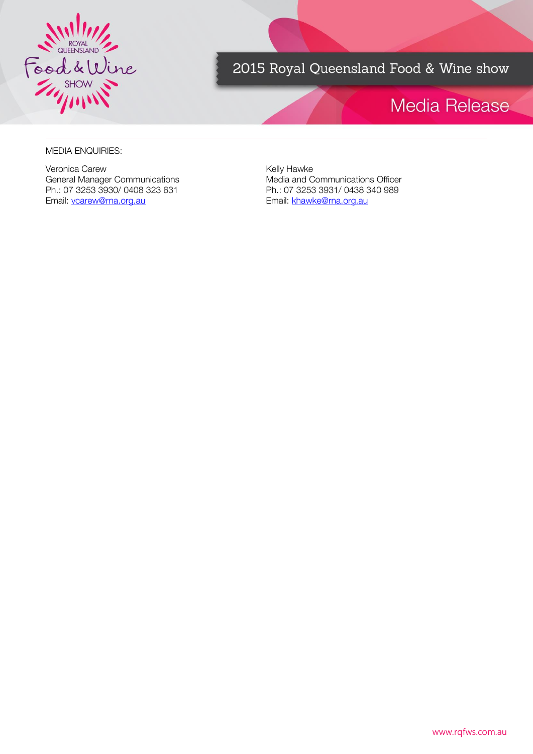MEDIA ENQUIRIES:

Veronica Carew
General Manager Communications
Ph.: 07 3253 3930/ 0408 323 631
Email: vcarew@rna.org.au

Kelly Hawke
Media and Communications Officer
Ph.: 07 3253 3931/ 0438 340 989
Email: khawke@rna.org.au